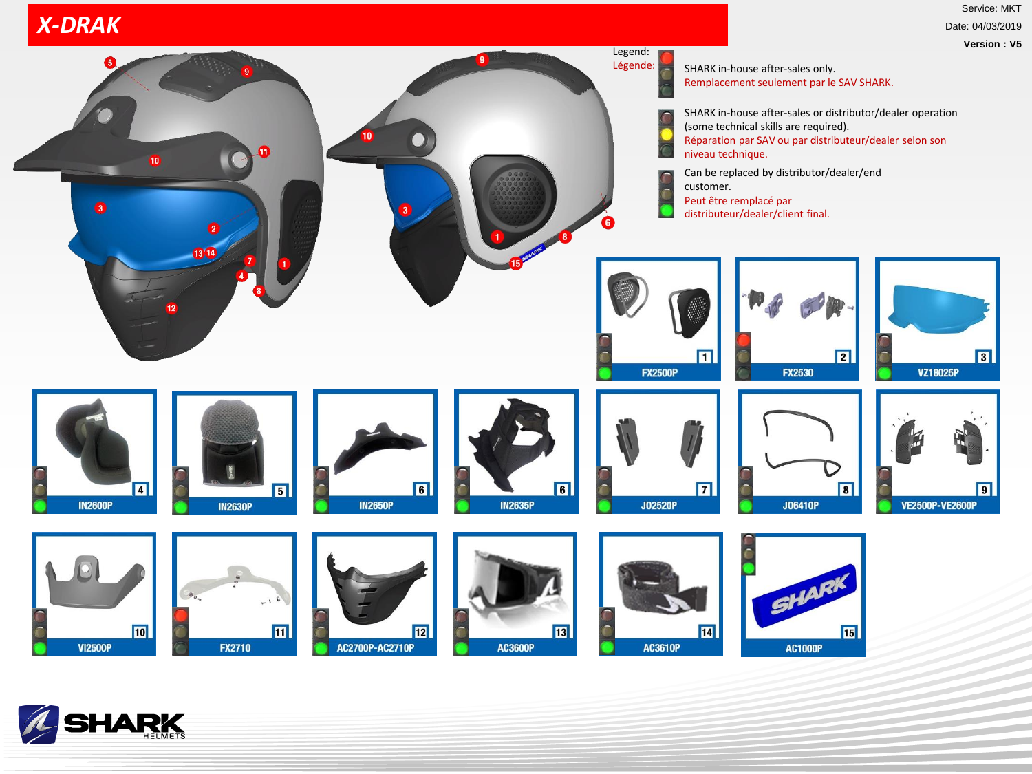# X-DRAK

Service: MKT

Date: 04/03/2019

**Version : V5**

Legend:
Légende:

- SHARK in-house after-sales only.
  Remplacement seulement par le SAV SHARK.
- SHARK in-house after-sales or distributor/dealer operation (some technical skills are required).
  Réparation par SAV ou par distributeur/dealer selon son niveau technique.
- Can be replaced by distributor/dealer/end customer.
  Peut être remplacé par distributeur/dealer/client final.

| No. | Reference |
|---|---|
| 1 | FX2500P |
| 2 | FX2530 |
| 3 | VZ18025P |
| 4 | IN2600P |
| 5 | IN2630P |
| 6 | IN2650P |
| 6 | IN2635P |
| 7 | J02520P |
| 8 | J06410P |
| 9 | VE2500P-VE2600P |
| 10 | VI2500P |
| 11 | FX2710 |
| 12 | AC2700P-AC2710P |
| 13 | AC3600P |
| 14 | AC3610P |
| 15 | AC1000P |

SHARK HELMETS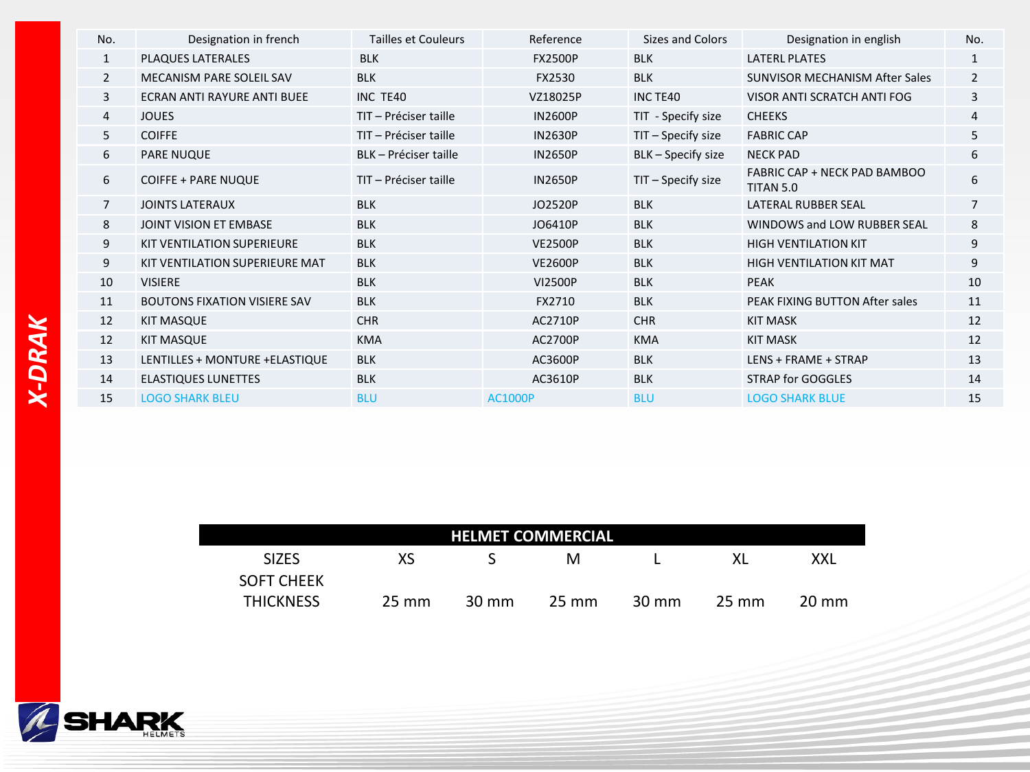# X-DRAK

| No. | Designation in french | Tailles et Couleurs | Reference | Sizes and Colors | Designation in english | No. |
|---|---|---|---|---|---|---|
| 1 | PLAQUES LATERALES | BLK | FX2500P | BLK | LATERL PLATES | 1 |
| 2 | MECANISM PARE SOLEIL SAV | BLK | FX2530 | BLK | SUNVISOR MECHANISM After Sales | 2 |
| 3 | ECRAN ANTI RAYURE ANTI BUEE | INC TE40 | VZ18025P | INC TE40 | VISOR ANTI SCRATCH ANTI FOG | 3 |
| 4 | JOUES | TIT – Préciser taille | IN2600P | TIT - Specify size | CHEEKS | 4 |
| 5 | COIFFE | TIT – Préciser taille | IN2630P | TIT – Specify size | FABRIC CAP | 5 |
| 6 | PARE NUQUE | BLK – Préciser taille | IN2650P | BLK – Specify size | NECK PAD | 6 |
| 6 | COIFFE + PARE NUQUE | TIT – Préciser taille | IN2650P | TIT – Specify size | FABRIC CAP + NECK PAD BAMBOO TITAN 5.0 | 6 |
| 7 | JOINTS LATERAUX | BLK | JO2520P | BLK | LATERAL RUBBER SEAL | 7 |
| 8 | JOINT VISION ET EMBASE | BLK | JO6410P | BLK | WINDOWS and LOW RUBBER SEAL | 8 |
| 9 | KIT VENTILATION SUPERIEURE | BLK | VE2500P | BLK | HIGH VENTILATION KIT | 9 |
| 9 | KIT VENTILATION SUPERIEURE MAT | BLK | VE2600P | BLK | HIGH VENTILATION KIT MAT | 9 |
| 10 | VISIERE | BLK | VI2500P | BLK | PEAK | 10 |
| 11 | BOUTONS FIXATION VISIERE SAV | BLK | FX2710 | BLK | PEAK FIXING BUTTON After sales | 11 |
| 12 | KIT MASQUE | CHR | AC2710P | CHR | KIT MASK | 12 |
| 12 | KIT MASQUE | KMA | AC2700P | KMA | KIT MASK | 12 |
| 13 | LENTILLES + MONTURE +ELASTIQUE | BLK | AC3600P | BLK | LENS + FRAME + STRAP | 13 |
| 14 | ELASTIQUES LUNETTES | BLK | AC3610P | BLK | STRAP for GOGGLES | 14 |
| 15 | LOGO SHARK BLEU | BLU | AC1000P | BLU | LOGO SHARK BLUE | 15 |

| HELMET COMMERCIAL | | | | | | |
|---|---|---|---|---|---|---|
| SIZES | XS | S | M | L | XL | XXL |
| SOFT CHEEK THICKNESS | 25 mm | 30 mm | 25 mm | 30 mm | 25 mm | 20 mm |

SHARK HELMETS